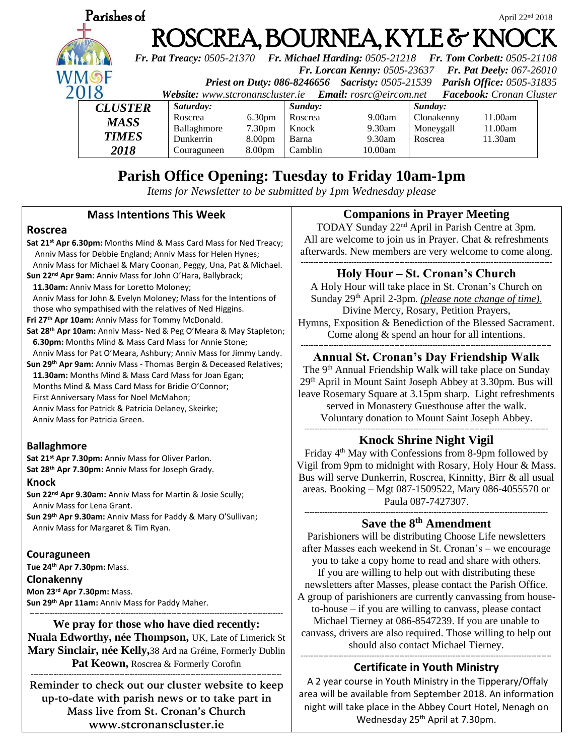Parishes of

April 22nd 2018

# ROSCREA, BOURNEA, KYLE & KNOCK

***Fr. Pat Treacy:** 0505-21370* ***Fr. Michael Harding:** 0505-21218* ***Fr. Tom Corbett:** 0505-21108*
***Fr. Lorcan Kenny:** 0505-23637* ***Fr. Pat Deely:** 067-26010*
***Priest on Duty: 086-8246656*** ***Sacristy:** 0505-21539* ***Parish Office:** 0505-31835*
***Website:** www.stcronanscluster.ie* ***Email:** rosrc@eircom.net* ***Facebook:** Cronan Cluster*

WMOF 2018

| ***CLUSTER MASS TIMES 2018*** | *Saturday:* | | *Sunday:* | | *Sunday:* | |
|---|---|---|---|---|---|---|
| | Roscrea | 6.30pm | Roscrea | 9.00am | Clonakenny | 11.00am |
| | Ballaghmore | 7.30pm | Knock | 9.30am | Moneygall | 11.00am |
| | Dunkerrin | 8.00pm | Barna | 9.30am | Roscrea | 11.30am |
| | Couraguneen | 8.00pm | Camblin | 10.00am | | |

## Parish Office Opening: Tuesday to Friday 10am-1pm

*Items for Newsletter to be submitted by 1pm Wednesday please*

### Mass Intentions This Week

**Roscrea**

**Sat 21st Apr 6.30pm:** Months Mind & Mass Card Mass for Ned Treacy; Anniv Mass for Debbie England; Anniv Mass for Helen Hynes; Anniv Mass for Michael & Mary Coonan, Peggy, Una, Pat & Michael.
**Sun 22nd Apr 9am**: Anniv Mass for John O'Hara, Ballybrack;
**11.30am:** Anniv Mass for Loretto Moloney; Anniv Mass for John & Evelyn Moloney; Mass for the Intentions of those who sympathised with the relatives of Ned Higgins.
**Fri 27th Apr 10am:** Anniv Mass for Tommy McDonald.
**Sat 28th Apr 10am:** Anniv Mass- Ned & Peg O'Meara & May Stapleton;
**6.30pm:** Months Mind & Mass Card Mass for Annie Stone; Anniv Mass for Pat O'Meara, Ashbury; Anniv Mass for Jimmy Landy.
**Sun 29th Apr 9am:** Anniv Mass - Thomas Bergin & Deceased Relatives;
**11.30am:** Months Mind & Mass Card Mass for Joan Egan; Months Mind & Mass Card Mass for Bridie O'Connor; First Anniversary Mass for Noel McMahon; Anniv Mass for Patrick & Patricia Delaney, Skeirke; Anniv Mass for Patricia Green.

**Ballaghmore**

**Sat 21st Apr 7.30pm:** Anniv Mass for Oliver Parlon.
**Sat 28th Apr 7.30pm:** Anniv Mass for Joseph Grady.

**Knock**

**Sun 22nd Apr 9.30am:** Anniv Mass for Martin & Josie Scully; Anniv Mass for Lena Grant.
**Sun 29th Apr 9.30am:** Anniv Mass for Paddy & Mary O'Sullivan; Anniv Mass for Margaret & Tim Ryan.

**Couraguneen**

**Tue 24th Apr 7.30pm:** Mass.

**Clonakenny**

**Mon 23rd Apr 7.30pm:** Mass.
**Sun 29th Apr 11am:** Anniv Mass for Paddy Maher.

---

**We pray for those who have died recently:**
**Nuala Edworthy, née Thompson,** UK, Late of Limerick St
**Mary Sinclair, née Kelly,** 38 Ard na Gréine, Formerly Dublin
**Pat Keown,** Roscrea & Formerly Corofin

---

**Reminder to check out our cluster website to keep up-to-date with parish news or to take part in Mass live from St. Cronan's Church www.stcronanscluster.ie**

### Companions in Prayer Meeting

TODAY Sunday 22nd April in Parish Centre at 3pm. All are welcome to join us in Prayer. Chat & refreshments afterwards. New members are very welcome to come along.

---

### Holy Hour – St. Cronan's Church

A Holy Hour will take place in St. Cronan's Church on Sunday 29th April 2-3pm. *(please note change of time).* Divine Mercy, Rosary, Petition Prayers, Hymns, Exposition & Benediction of the Blessed Sacrament. Come along & spend an hour for all intentions.

---

### Annual St. Cronan's Day Friendship Walk

The 9th Annual Friendship Walk will take place on Sunday 29th April in Mount Saint Joseph Abbey at 3.30pm. Bus will leave Rosemary Square at 3.15pm sharp. Light refreshments served in Monastery Guesthouse after the walk. Voluntary donation to Mount Saint Joseph Abbey.

---

### Knock Shrine Night Vigil

Friday 4th May with Confessions from 8-9pm followed by Vigil from 9pm to midnight with Rosary, Holy Hour & Mass. Bus will serve Dunkerrin, Roscrea, Kinnitty, Birr & all usual areas. Booking – Mgt 087-1509522, Mary 086-4055570 or Paula 087-7427307.

---

### Save the 8th Amendment

Parishioners will be distributing Choose Life newsletters after Masses each weekend in St. Cronan's – we encourage you to take a copy home to read and share with others. If you are willing to help out with distributing these newsletters after Masses, please contact the Parish Office. A group of parishioners are currently canvassing from house-to-house – if you are willing to canvass, please contact Michael Tierney at 086-8547239. If you are unable to canvass, drivers are also required. Those willing to help out should also contact Michael Tierney.

---

### Certificate in Youth Ministry

A 2 year course in Youth Ministry in the Tipperary/Offaly area will be available from September 2018. An information night will take place in the Abbey Court Hotel, Nenagh on Wednesday 25th April at 7.30pm.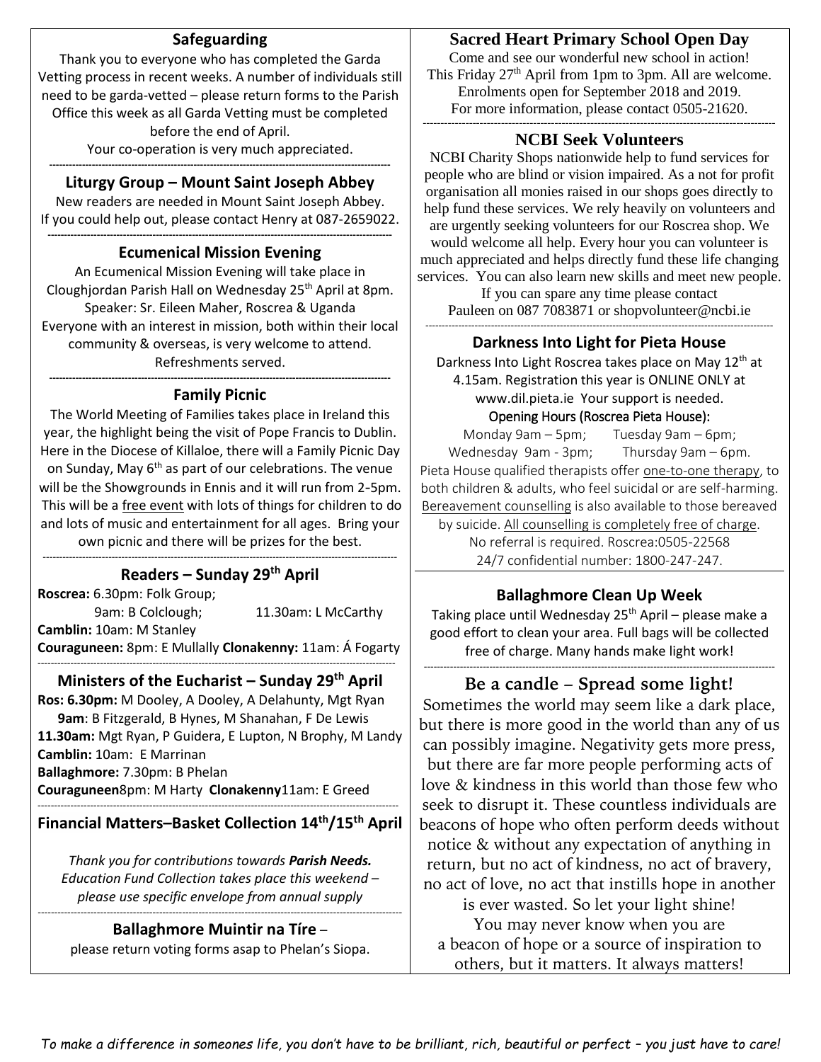## Safeguarding

Thank you to everyone who has completed the Garda Vetting process in recent weeks. A number of individuals still need to be garda-vetted – please return forms to the Parish Office this week as all Garda Vetting must be completed before the end of April.

Your co-operation is very much appreciated.

---

## Liturgy Group – Mount Saint Joseph Abbey

New readers are needed in Mount Saint Joseph Abbey. If you could help out, please contact Henry at 087-2659022.

---

## Ecumenical Mission Evening

An Ecumenical Mission Evening will take place in Cloughjordan Parish Hall on Wednesday 25th April at 8pm. Speaker: Sr. Eileen Maher, Roscrea & Uganda

Everyone with an interest in mission, both within their local community & overseas, is very welcome to attend. Refreshments served.

---

## Family Picnic

The World Meeting of Families takes place in Ireland this year, the highlight being the visit of Pope Francis to Dublin. Here in the Diocese of Killaloe, there will a Family Picnic Day on Sunday, May 6th as part of our celebrations. The venue will be the Showgrounds in Ennis and it will run from 2-5pm. This will be a free event with lots of things for children to do and lots of music and entertainment for all ages. Bring your own picnic and there will be prizes for the best.

---

## Readers – Sunday 29th April

**Roscrea:** 6.30pm: Folk Group;
9am: B Colclough; 11.30am: L McCarthy
**Camblin:** 10am: M Stanley
**Couraguneen:** 8pm: E Mullally **Clonakenny:** 11am: Á Fogarty

---

## Ministers of the Eucharist – Sunday 29th April

**Ros: 6.30pm:** M Dooley, A Dooley, A Delahunty, Mgt Ryan
**9am**: B Fitzgerald, B Hynes, M Shanahan, F De Lewis
**11.30am:** Mgt Ryan, P Guidera, E Lupton, N Brophy, M Landy
**Camblin:** 10am: E Marrinan
**Ballaghmore:** 7.30pm: B Phelan
**Couraguneen**8pm: M Harty **Clonakenny**11am: E Greed

---

## Financial Matters–Basket Collection 14th/15th April

*Thank you for contributions towards **Parish Needs.** Education Fund Collection takes place this weekend – please use specific envelope from annual supply*

---

## Ballaghmore Muintir na Tíre –

please return voting forms asap to Phelan's Siopa.

## Sacred Heart Primary School Open Day

Come and see our wonderful new school in action!
This Friday 27th April from 1pm to 3pm. All are welcome.
Enrolments open for September 2018 and 2019.
For more information, please contact 0505-21620.

---

## NCBI Seek Volunteers

NCBI Charity Shops nationwide help to fund services for people who are blind or vision impaired. As a not for profit organisation all monies raised in our shops goes directly to help fund these services. We rely heavily on volunteers and are urgently seeking volunteers for our Roscrea shop. We would welcome all help. Every hour you can volunteer is much appreciated and helps directly fund these life changing services. You can also learn new skills and meet new people.
If you can spare any time please contact
Pauleen on 087 7083871 or shopvolunteer@ncbi.ie

---

## Darkness Into Light for Pieta House

Darkness Into Light Roscrea takes place on May 12th at 4.15am. Registration this year is ONLINE ONLY at www.dil.pieta.ie Your support is needed.

Opening Hours (Roscrea Pieta House):
Monday 9am – 5pm; Tuesday 9am – 6pm;
Wednesday 9am - 3pm; Thursday 9am – 6pm.

Pieta House qualified therapists offer one-to-one therapy, to both children & adults, who feel suicidal or are self-harming. Bereavement counselling is also available to those bereaved by suicide. All counselling is completely free of charge.
No referral is required. Roscrea:0505-22568
24/7 confidential number: 1800-247-247.

---

## Ballaghmore Clean Up Week

Taking place until Wednesday 25th April – please make a good effort to clean your area. Full bags will be collected free of charge. Many hands make light work!

---

## Be a candle – Spread some light!

Sometimes the world may seem like a dark place, but there is more good in the world than any of us can possibly imagine. Negativity gets more press, but there are far more people performing acts of love & kindness in this world than those few who seek to disrupt it. These countless individuals are beacons of hope who often perform deeds without notice & without any expectation of anything in return, but no act of kindness, no act of bravery, no act of love, no act that instills hope in another is ever wasted. So let your light shine!
You may never know when you are
a beacon of hope or a source of inspiration to others, but it matters. It always matters!

*To make a difference in someones life, you don't have to be brilliant, rich, beautiful or perfect – you just have to care!*